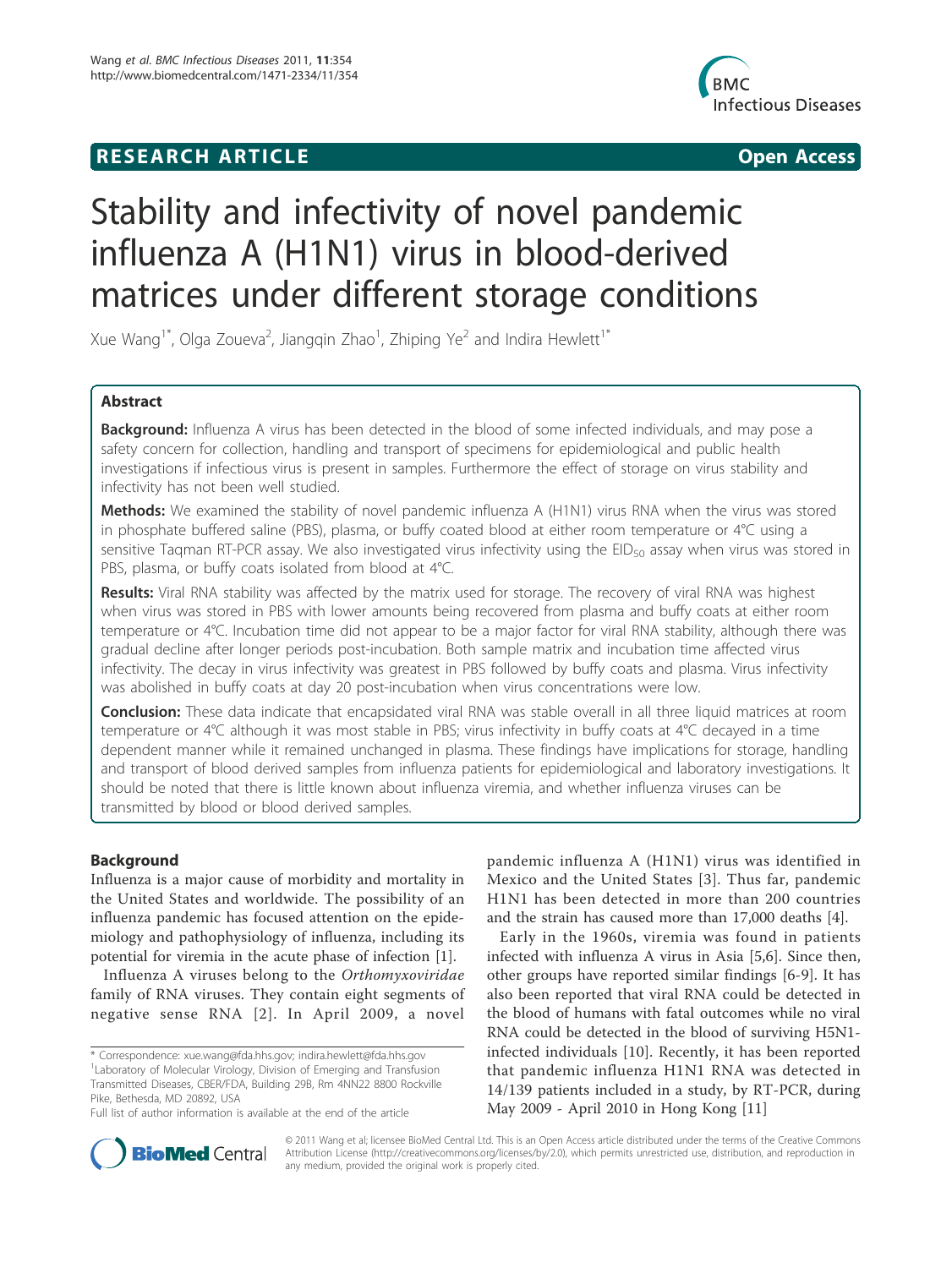RESEARCH ARTICLE

Open Access

# Stability and infectivity of novel pandemic influenza A (H1N1) virus in blood-derived matrices under different storage conditions

Xue Wang[1*], Olga Zoueva[2], Jiangqin Zhao[1], Zhiping Ye[2] and Indira Hewlett[1*]

## Abstract

**Background:** Influenza A virus has been detected in the blood of some infected individuals, and may pose a safety concern for collection, handling and transport of specimens for epidemiological and public health investigations if infectious virus is present in samples. Furthermore the effect of storage on virus stability and infectivity has not been well studied.

**Methods:** We examined the stability of novel pandemic influenza A (H1N1) virus RNA when the virus was stored in phosphate buffered saline (PBS), plasma, or buffy coated blood at either room temperature or 4°C using a sensitive Taqman RT-PCR assay. We also investigated virus infectivity using the $EID_{50}$ assay when virus was stored in PBS, plasma, or buffy coats isolated from blood at 4°C.

**Results:** Viral RNA stability was affected by the matrix used for storage. The recovery of viral RNA was highest when virus was stored in PBS with lower amounts being recovered from plasma and buffy coats at either room temperature or 4°C. Incubation time did not appear to be a major factor for viral RNA stability, although there was gradual decline after longer periods post-incubation. Both sample matrix and incubation time affected virus infectivity. The decay in virus infectivity was greatest in PBS followed by buffy coats and plasma. Virus infectivity was abolished in buffy coats at day 20 post-incubation when virus concentrations were low.

**Conclusion:** These data indicate that encapsidated viral RNA was stable overall in all three liquid matrices at room temperature or 4°C although it was most stable in PBS; virus infectivity in buffy coats at 4°C decayed in a time dependent manner while it remained unchanged in plasma. These findings have implications for storage, handling and transport of blood derived samples from influenza patients for epidemiological and laboratory investigations. It should be noted that there is little known about influenza viremia, and whether influenza viruses can be transmitted by blood or blood derived samples.

## Background

Influenza is a major cause of morbidity and mortality in the United States and worldwide. The possibility of an influenza pandemic has focused attention on the epidemiology and pathophysiology of influenza, including its potential for viremia in the acute phase of infection [1].

Influenza A viruses belong to the *Orthomyxoviridae* family of RNA viruses. They contain eight segments of negative sense RNA [2]. In April 2009, a novel pandemic influenza A (H1N1) virus was identified in Mexico and the United States [3]. Thus far, pandemic H1N1 has been detected in more than 200 countries and the strain has caused more than 17,000 deaths [4].

Early in the 1960s, viremia was found in patients infected with influenza A virus in Asia [5,6]. Since then, other groups have reported similar findings [6-9]. It has also been reported that viral RNA could be detected in the blood of humans with fatal outcomes while no viral RNA could be detected in the blood of surviving H5N1-infected individuals [10]. Recently, it has been reported that pandemic influenza H1N1 RNA was detected in 14/139 patients included in a study, by RT-PCR, during May 2009 - April 2010 in Hong Kong [11]

\* Correspondence: xue.wang@fda.hhs.gov; indira.hewlett@fda.hhs.gov
[1]Laboratory of Molecular Virology, Division of Emerging and Transfusion Transmitted Diseases, CBER/FDA, Building 29B, Rm 4NN22 8800 Rockville Pike, Bethesda, MD 20892, USA
Full list of author information is available at the end of the article

© 2011 Wang et al; licensee BioMed Central Ltd. This is an Open Access article distributed under the terms of the Creative Commons Attribution License (http://creativecommons.org/licenses/by/2.0), which permits unrestricted use, distribution, and reproduction in any medium, provided the original work is properly cited.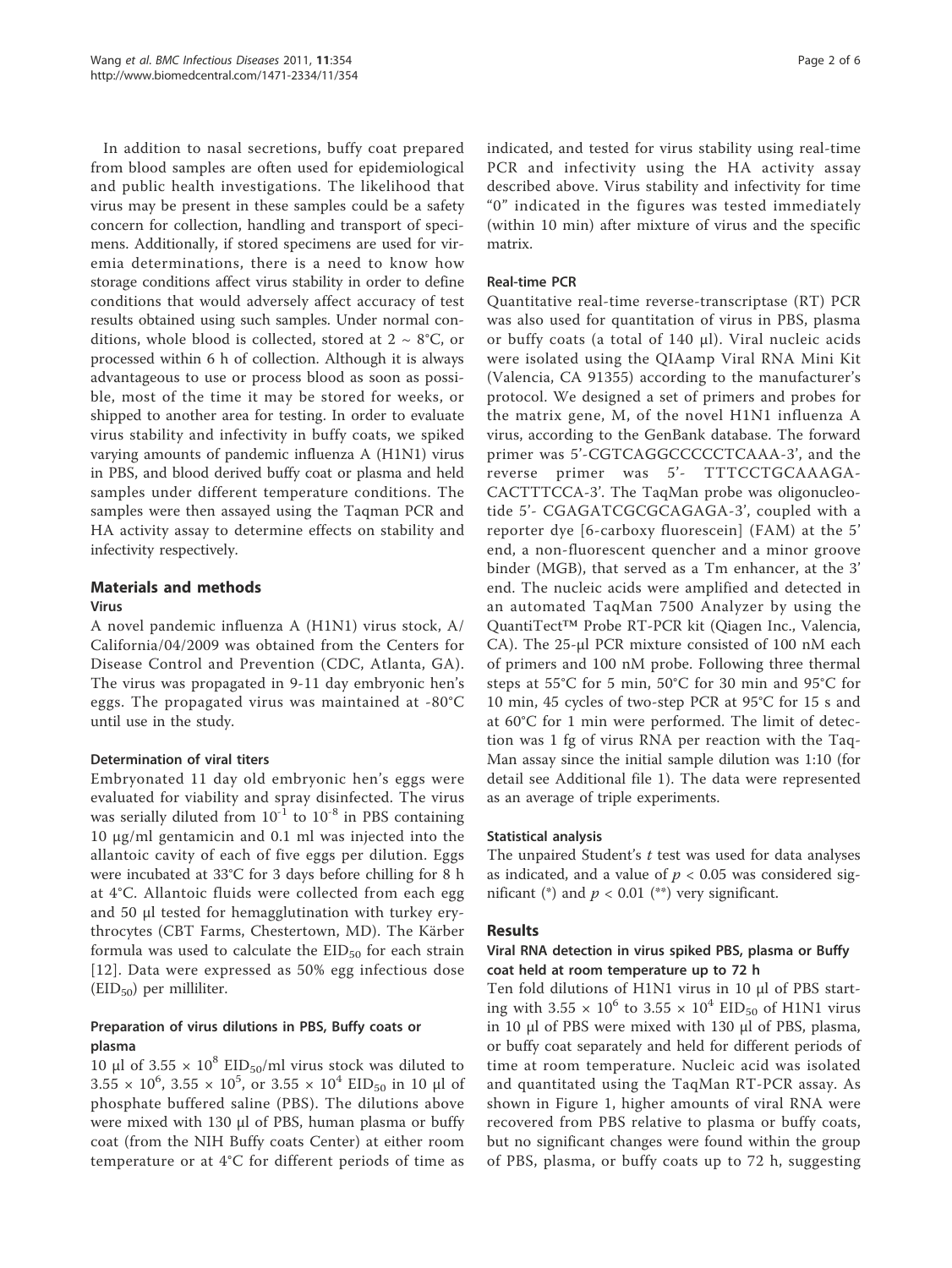In addition to nasal secretions, buffy coat prepared from blood samples are often used for epidemiological and public health investigations. The likelihood that virus may be present in these samples could be a safety concern for collection, handling and transport of specimens. Additionally, if stored specimens are used for viremia determinations, there is a need to know how storage conditions affect virus stability in order to define conditions that would adversely affect accuracy of test results obtained using such samples. Under normal conditions, whole blood is collected, stored at 2 ~ 8°C, or processed within 6 h of collection. Although it is always advantageous to use or process blood as soon as possible, most of the time it may be stored for weeks, or shipped to another area for testing. In order to evaluate virus stability and infectivity in buffy coats, we spiked varying amounts of pandemic influenza A (H1N1) virus in PBS, and blood derived buffy coat or plasma and held samples under different temperature conditions. The samples were then assayed using the Taqman PCR and HA activity assay to determine effects on stability and infectivity respectively.

## Materials and methods

### Virus

A novel pandemic influenza A (H1N1) virus stock, A/California/04/2009 was obtained from the Centers for Disease Control and Prevention (CDC, Atlanta, GA). The virus was propagated in 9-11 day embryonic hen's eggs. The propagated virus was maintained at -80°C until use in the study.

### Determination of viral titers

Embryonated 11 day old embryonic hen's eggs were evaluated for viability and spray disinfected. The virus was serially diluted from $10^{-1}$ to $10^{-8}$ in PBS containing 10 μg/ml gentamicin and 0.1 ml was injected into the allantoic cavity of each of five eggs per dilution. Eggs were incubated at 33°C for 3 days before chilling for 8 h at 4°C. Allantoic fluids were collected from each egg and 50 μl tested for hemagglutination with turkey erythrocytes (CBT Farms, Chestertown, MD). The Kärber formula was used to calculate the $EID_{50}$ for each strain [12]. Data were expressed as 50% egg infectious dose ($EID_{50}$) per milliliter.

### Preparation of virus dilutions in PBS, Buffy coats or plasma

10 μl of $3.55 \times 10^8$ $EID_{50}$/ml virus stock was diluted to $3.55 \times 10^6$, $3.55 \times 10^5$, or $3.55 \times 10^4$ $EID_{50}$ in 10 μl of phosphate buffered saline (PBS). The dilutions above were mixed with 130 μl of PBS, human plasma or buffy coat (from the NIH Buffy coats Center) at either room temperature or at 4°C for different periods of time as indicated, and tested for virus stability using real-time PCR and infectivity using the HA activity assay described above. Virus stability and infectivity for time "0" indicated in the figures was tested immediately (within 10 min) after mixture of virus and the specific matrix.

### Real-time PCR

Quantitative real-time reverse-transcriptase (RT) PCR was also used for quantitation of virus in PBS, plasma or buffy coats (a total of 140 μl). Viral nucleic acids were isolated using the QIAamp Viral RNA Mini Kit (Valencia, CA 91355) according to the manufacturer's protocol. We designed a set of primers and probes for the matrix gene, M, of the novel H1N1 influenza A virus, according to the GenBank database. The forward primer was 5'-CGTCAGGCCCCCTCAAA-3', and the reverse primer was 5'- TTTCCTGCAAAGA-CACTTTCCA-3'. The TaqMan probe was oligonucleotide 5'- CGAGATCGCGCAGAGA-3', coupled with a reporter dye [6-carboxy fluorescein] (FAM) at the 5' end, a non-fluorescent quencher and a minor groove binder (MGB), that served as a Tm enhancer, at the 3' end. The nucleic acids were amplified and detected in an automated TaqMan 7500 Analyzer by using the QuantiTect™ Probe RT-PCR kit (Qiagen Inc., Valencia, CA). The 25-μl PCR mixture consisted of 100 nM each of primers and 100 nM probe. Following three thermal steps at 55°C for 5 min, 50°C for 30 min and 95°C for 10 min, 45 cycles of two-step PCR at 95°C for 15 s and at 60°C for 1 min were performed. The limit of detection was 1 fg of virus RNA per reaction with the TaqMan assay since the initial sample dilution was 1:10 (for detail see Additional file 1). The data were represented as an average of triple experiments.

### Statistical analysis

The unpaired Student's *t* test was used for data analyses as indicated, and a value of $p < 0.05$ was considered significant (*) and $p < 0.01$ (**) very significant.

## Results

### Viral RNA detection in virus spiked PBS, plasma or Buffy coat held at room temperature up to 72 h

Ten fold dilutions of H1N1 virus in 10 μl of PBS starting with $3.55 \times 10^6$ to $3.55 \times 10^4$ $EID_{50}$ of H1N1 virus in 10 μl of PBS were mixed with 130 μl of PBS, plasma, or buffy coat separately and held for different periods of time at room temperature. Nucleic acid was isolated and quantitated using the TaqMan RT-PCR assay. As shown in Figure 1, higher amounts of viral RNA were recovered from PBS relative to plasma or buffy coats, but no significant changes were found within the group of PBS, plasma, or buffy coats up to 72 h, suggesting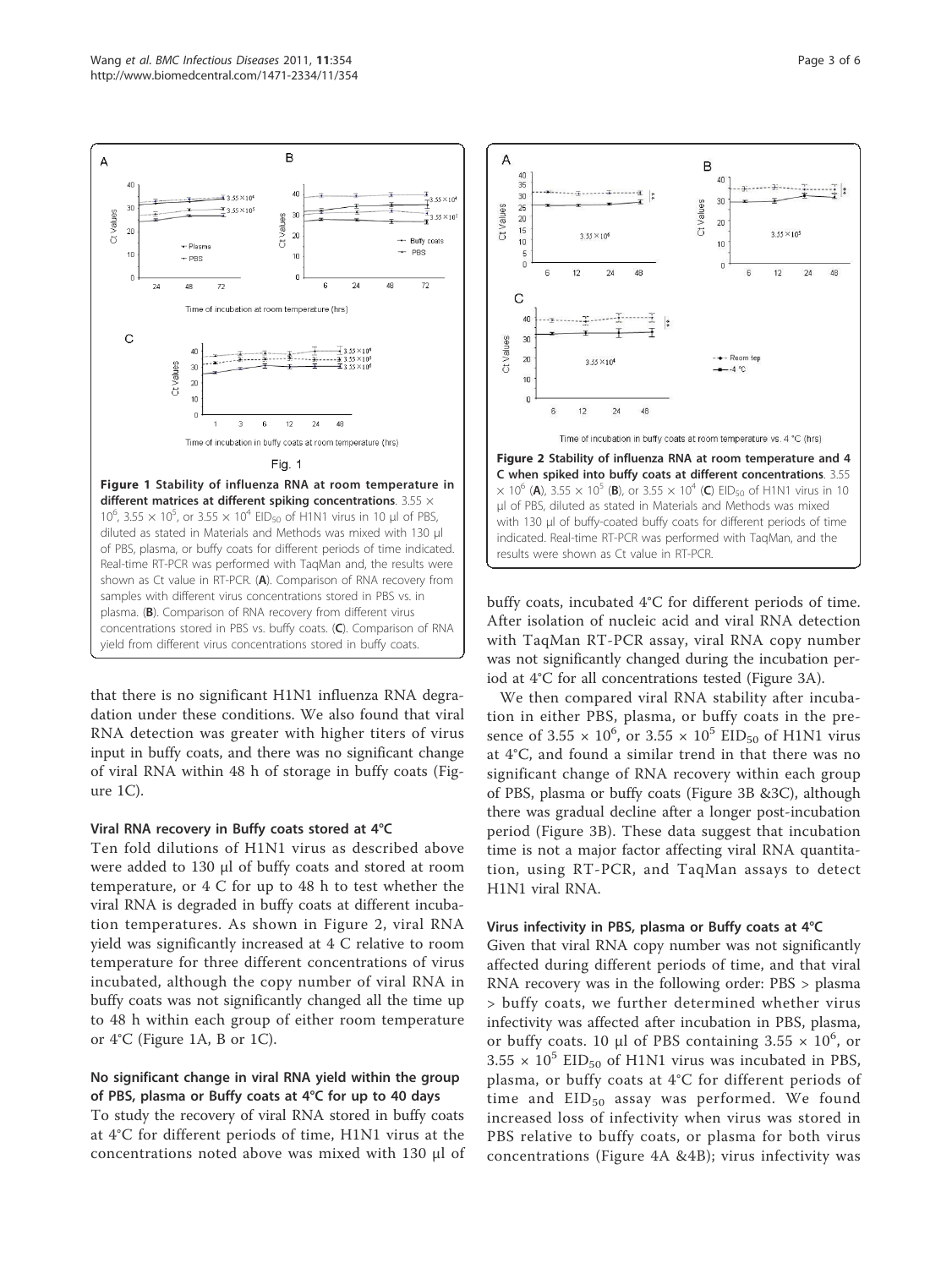Figure 1 Stability of influenza RNA at room temperature in different matrices at different spiking concentrations. $3.55 \times 10^6$, $3.55 \times 10^5$, or $3.55 \times 10^4$ $EID_{50}$ of H1N1 virus in 10 μl of PBS, diluted as stated in Materials and Methods was mixed with 130 μl of PBS, plasma, or buffy coats for different periods of time indicated. Real-time RT-PCR was performed with TaqMan and, the results were shown as Ct value in RT-PCR. (**A**). Comparison of RNA recovery from samples with different virus concentrations stored in PBS vs. in plasma. (**B**). Comparison of RNA recovery from different virus concentrations stored in PBS vs. buffy coats. (**C**). Comparison of RNA yield from different virus concentrations stored in buffy coats.

Figure 2 Stability of influenza RNA at room temperature and 4 C when spiked into buffy coats at different concentrations. $3.55 \times 10^6$ (**A**), $3.55 \times 10^5$ (**B**), or $3.55 \times 10^4$ (**C**) $EID_{50}$ of H1N1 virus in 10 μl of PBS, diluted as stated in Materials and Methods was mixed with 130 μl of buffy-coated buffy coats for different periods of time indicated. Real-time RT-PCR was performed with TaqMan, and the results were shown as Ct value in RT-PCR.

that there is no significant H1N1 influenza RNA degradation under these conditions. We also found that viral RNA detection was greater with higher titers of virus input in buffy coats, and there was no significant change of viral RNA within 48 h of storage in buffy coats (Figure 1C).

### Viral RNA recovery in Buffy coats stored at 4°C

Ten fold dilutions of H1N1 virus as described above were added to 130 μl of buffy coats and stored at room temperature, or 4 C for up to 48 h to test whether the viral RNA is degraded in buffy coats at different incubation temperatures. As shown in Figure 2, viral RNA yield was significantly increased at 4 C relative to room temperature for three different concentrations of virus incubated, although the copy number of viral RNA in buffy coats was not significantly changed all the time up to 48 h within each group of either room temperature or 4°C (Figure 1A, B or 1C).

### No significant change in viral RNA yield within the group of PBS, plasma or Buffy coats at 4°C for up to 40 days

To study the recovery of viral RNA stored in buffy coats at 4°C for different periods of time, H1N1 virus at the concentrations noted above was mixed with 130 μl of buffy coats, incubated 4°C for different periods of time. After isolation of nucleic acid and viral RNA detection with TaqMan RT-PCR assay, viral RNA copy number was not significantly changed during the incubation period at 4°C for all concentrations tested (Figure 3A).

We then compared viral RNA stability after incubation in either PBS, plasma, or buffy coats in the presence of $3.55 \times 10^6$, or $3.55 \times 10^5$ $EID_{50}$ of H1N1 virus at 4°C, and found a similar trend in that there was no significant change of RNA recovery within each group of PBS, plasma or buffy coats (Figure 3B &3C), although there was gradual decline after a longer post-incubation period (Figure 3B). These data suggest that incubation time is not a major factor affecting viral RNA quantitation, using RT-PCR, and TaqMan assays to detect H1N1 viral RNA.

### Virus infectivity in PBS, plasma or Buffy coats at 4°C

Given that viral RNA copy number was not significantly affected during different periods of time, and that viral RNA recovery was in the following order: PBS > plasma > buffy coats, we further determined whether virus infectivity was affected after incubation in PBS, plasma, or buffy coats. 10 μl of PBS containing $3.55 \times 10^6$, or $3.55 \times 10^5$ $EID_{50}$ of H1N1 virus was incubated in PBS, plasma, or buffy coats at 4°C for different periods of time and $EID_{50}$ assay was performed. We found increased loss of infectivity when virus was stored in PBS relative to buffy coats, or plasma for both virus concentrations (Figure 4A &4B); virus infectivity was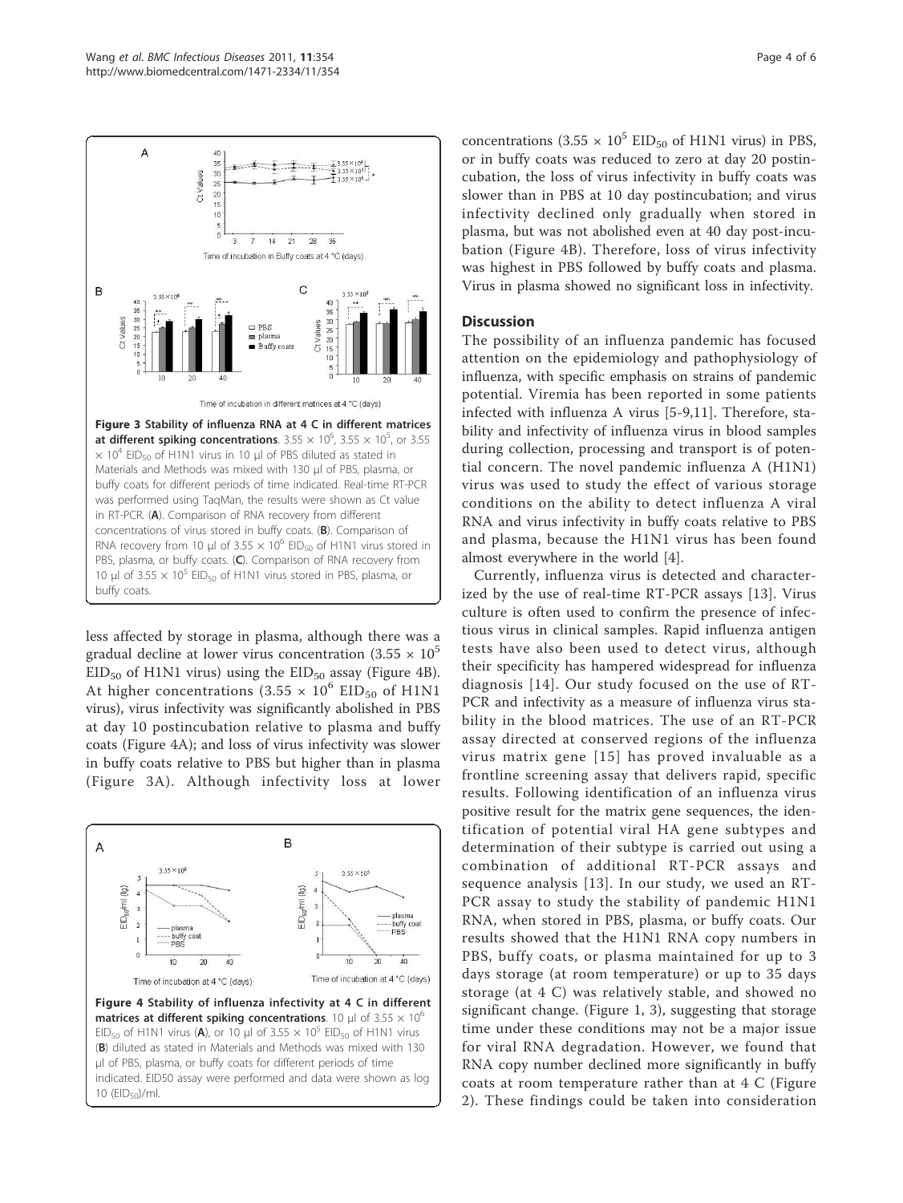**Figure 3 Stability of influenza RNA at 4 C in different matrices at different spiking concentrations**. $3.55 \times 10^6$, $3.55 \times 10^5$, or $3.55 \times 10^4$ $EID_{50}$ of H1N1 virus in 10 μl of PBS diluted as stated in Materials and Methods was mixed with 130 μl of PBS, plasma, or buffy coats for different periods of time indicated. Real-time RT-PCR was performed using TaqMan, the results were shown as Ct value in RT-PCR. (**A**). Comparison of RNA recovery from different concentrations of virus stored in buffy coats. (**B**). Comparison of RNA recovery from 10 μl of $3.55 \times 10^6$ $EID_{50}$ of H1N1 virus stored in PBS, plasma, or buffy coats. (**C**). Comparison of RNA recovery from 10 μl of $3.55 \times 10^5$ $EID_{50}$ of H1N1 virus stored in PBS, plasma, or buffy coats.

less affected by storage in plasma, although there was a gradual decline at lower virus concentration ($3.55 \times 10^5$ $EID_{50}$ of H1N1 virus) using the $EID_{50}$ assay (Figure 4B). At higher concentrations ($3.55 \times 10^6$ $EID_{50}$ of H1N1 virus), virus infectivity was significantly abolished in PBS at day 10 postincubation relative to plasma and buffy coats (Figure 4A); and loss of virus infectivity was slower in buffy coats relative to PBS but higher than in plasma (Figure 3A). Although infectivity loss at lower

**Figure 4 Stability of influenza infectivity at 4 C in different matrices at different spiking concentrations**. 10 μl of $3.55 \times 10^6$ $EID_{50}$ of H1N1 virus (**A**), or 10 μl of $3.55 \times 10^5$ $EID_{50}$ of H1N1 virus (**B**) diluted as stated in Materials and Methods was mixed with 130 μl of PBS, plasma, or buffy coats for different periods of time indicated. EID50 assay were performed and data were shown as log 10 ($EID_{50}$)/ml.

concentrations ($3.55 \times 10^5$ $EID_{50}$ of H1N1 virus) in PBS, or in buffy coats was reduced to zero at day 20 postincubation, the loss of virus infectivity in buffy coats was slower than in PBS at 10 day postincubation; and virus infectivity declined only gradually when stored in plasma, but was not abolished even at 40 day post-incubation (Figure 4B). Therefore, loss of virus infectivity was highest in PBS followed by buffy coats and plasma. Virus in plasma showed no significant loss in infectivity.

## Discussion

The possibility of an influenza pandemic has focused attention on the epidemiology and pathophysiology of influenza, with specific emphasis on strains of pandemic potential. Viremia has been reported in some patients infected with influenza A virus [5-9,11]. Therefore, stability and infectivity of influenza virus in blood samples during collection, processing and transport is of potential concern. The novel pandemic influenza A (H1N1) virus was used to study the effect of various storage conditions on the ability to detect influenza A viral RNA and virus infectivity in buffy coats relative to PBS and plasma, because the H1N1 virus has been found almost everywhere in the world [4].

Currently, influenza virus is detected and characterized by the use of real-time RT-PCR assays [13]. Virus culture is often used to confirm the presence of infectious virus in clinical samples. Rapid influenza antigen tests have also been used to detect virus, although their specificity has hampered widespread for influenza diagnosis [14]. Our study focused on the use of RT-PCR and infectivity as a measure of influenza virus stability in the blood matrices. The use of an RT-PCR assay directed at conserved regions of the influenza virus matrix gene [15] has proved invaluable as a frontline screening assay that delivers rapid, specific results. Following identification of an influenza virus positive result for the matrix gene sequences, the identification of potential viral HA gene subtypes and determination of their subtype is carried out using a combination of additional RT-PCR assays and sequence analysis [13]. In our study, we used an RT-PCR assay to study the stability of pandemic H1N1 RNA, when stored in PBS, plasma, or buffy coats. Our results showed that the H1N1 RNA copy numbers in PBS, buffy coats, or plasma maintained for up to 3 days storage (at room temperature) or up to 35 days storage (at 4 C) was relatively stable, and showed no significant change. (Figure 1, 3), suggesting that storage time under these conditions may not be a major issue for viral RNA degradation. However, we found that RNA copy number declined more significantly in buffy coats at room temperature rather than at 4 C (Figure 2). These findings could be taken into consideration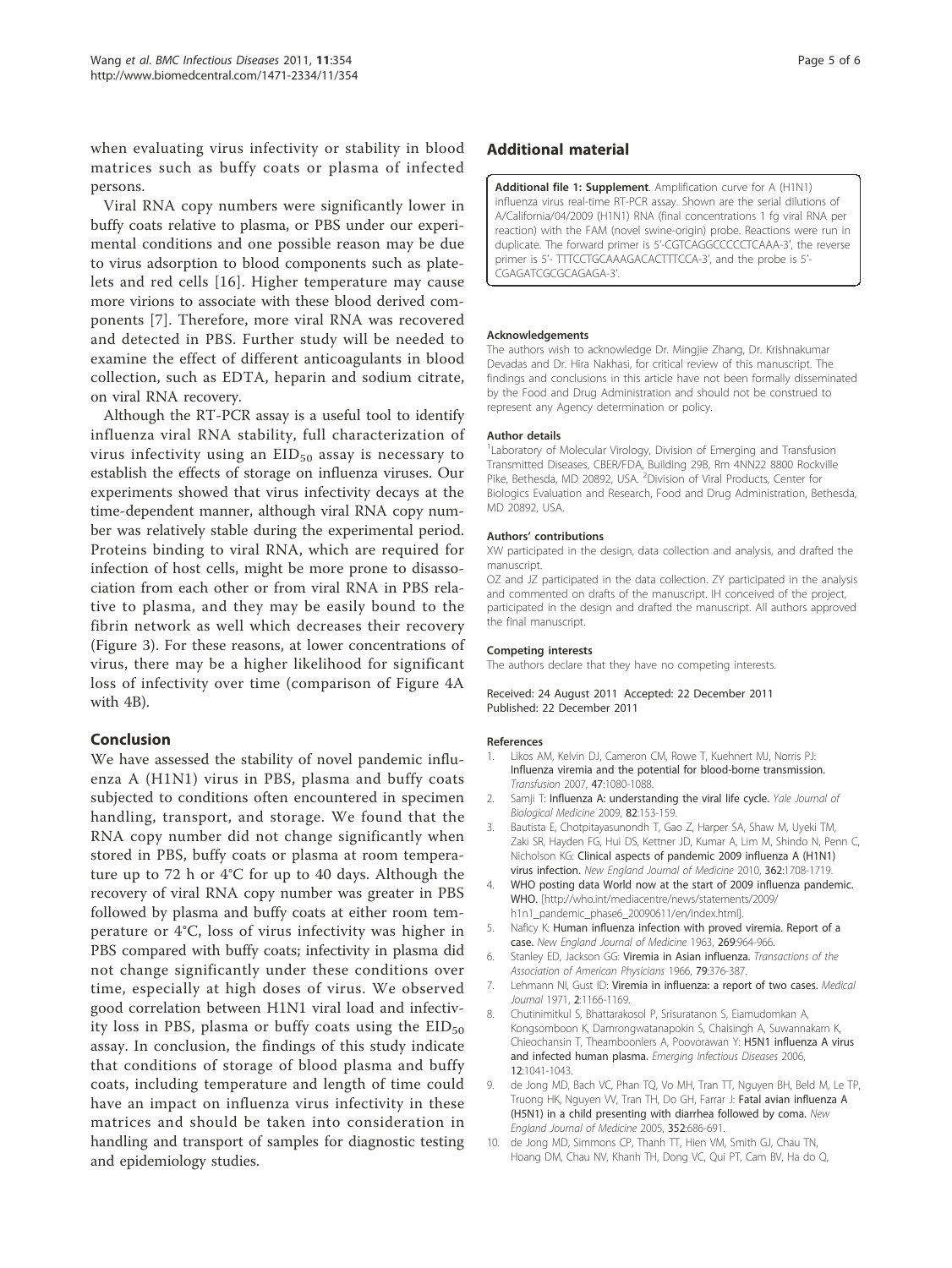when evaluating virus infectivity or stability in blood matrices such as buffy coats or plasma of infected persons.

Viral RNA copy numbers were significantly lower in buffy coats relative to plasma, or PBS under our experimental conditions and one possible reason may be due to virus adsorption to blood components such as platelets and red cells [16]. Higher temperature may cause more virions to associate with these blood derived components [7]. Therefore, more viral RNA was recovered and detected in PBS. Further study will be needed to examine the effect of different anticoagulants in blood collection, such as EDTA, heparin and sodium citrate, on viral RNA recovery.

Although the RT-PCR assay is a useful tool to identify influenza viral RNA stability, full characterization of virus infectivity using an $EID_{50}$ assay is necessary to establish the effects of storage on influenza viruses. Our experiments showed that virus infectivity decays at the time-dependent manner, although viral RNA copy number was relatively stable during the experimental period. Proteins binding to viral RNA, which are required for infection of host cells, might be more prone to disassociation from each other or from viral RNA in PBS relative to plasma, and they may be easily bound to the fibrin network as well which decreases their recovery (Figure 3). For these reasons, at lower concentrations of virus, there may be a higher likelihood for significant loss of infectivity over time (comparison of Figure 4A with 4B).

## Conclusion

We have assessed the stability of novel pandemic influenza A (H1N1) virus in PBS, plasma and buffy coats subjected to conditions often encountered in specimen handling, transport, and storage. We found that the RNA copy number did not change significantly when stored in PBS, buffy coats or plasma at room temperature up to 72 h or 4°C for up to 40 days. Although the recovery of viral RNA copy number was greater in PBS followed by plasma and buffy coats at either room temperature or 4°C, loss of virus infectivity was higher in PBS compared with buffy coats; infectivity in plasma did not change significantly under these conditions over time, especially at high doses of virus. We observed good correlation between H1N1 viral load and infectivity loss in PBS, plasma or buffy coats using the $EID_{50}$ assay. In conclusion, the findings of this study indicate that conditions of storage of blood plasma and buffy coats, including temperature and length of time could have an impact on influenza virus infectivity in these matrices and should be taken into consideration in handling and transport of samples for diagnostic testing and epidemiology studies.

## Additional material

**Additional file 1: Supplement**. Amplification curve for A (H1N1) influenza virus real-time RT-PCR assay. Shown are the serial dilutions of A/California/04/2009 (H1N1) RNA (final concentrations 1 fg viral RNA per reaction) with the FAM (novel swine-origin) probe. Reactions were run in duplicate. The forward primer is 5'-CGTCAGGCCCCCTCAAA-3', the reverse primer is 5'- TTTCCTGCAAAGACACTTTCCA-3', and the probe is 5'-CGAGATCGCGCAGAGA-3'.

#### Acknowledgements

The authors wish to acknowledge Dr. Mingjie Zhang, Dr. Krishnakumar Devadas and Dr. Hira Nakhasi, for critical review of this manuscript. The findings and conclusions in this article have not been formally disseminated by the Food and Drug Administration and should not be construed to represent any Agency determination or policy.

#### Author details

[1]Laboratory of Molecular Virology, Division of Emerging and Transfusion Transmitted Diseases, CBER/FDA, Building 29B, Rm 4NN22 8800 Rockville Pike, Bethesda, MD 20892, USA. [2]Division of Viral Products, Center for Biologics Evaluation and Research, Food and Drug Administration, Bethesda, MD 20892, USA.

#### Authors' contributions

XW participated in the design, data collection and analysis, and drafted the manuscript.
OZ and JZ participated in the data collection. ZY participated in the analysis and commented on drafts of the manuscript. IH conceived of the project, participated in the design and drafted the manuscript. All authors approved the final manuscript.

#### Competing interests

The authors declare that they have no competing interests.

Received: 24 August 2011 Accepted: 22 December 2011
Published: 22 December 2011

#### References

1. Likos AM, Kelvin DJ, Cameron CM, Rowe T, Kuehnert MJ, Norris PJ: **Influenza viremia and the potential for blood-borne transmission.** *Transfusion* 2007, **47**:1080-1088.
2. Samji T: **Influenza A: understanding the viral life cycle.** *Yale Journal of Biological Medicine* 2009, **82**:153-159.
3. Bautista E, Chotpitayasunondh T, Gao Z, Harper SA, Shaw M, Uyeki TM, Zaki SR, Hayden FG, Hui DS, Kettner JD, Kumar A, Lim M, Shindo N, Penn C, Nicholson KG: **Clinical aspects of pandemic 2009 influenza A (H1N1) virus infection.** *New England Journal of Medicine* 2010, **362**:1708-1719.
4. **WHO posting data World now at the start of 2009 influenza pandemic. WHO.** [http://who.int/mediacentre/news/statements/2009/h1n1_pandemic_phase6_20090611/en/index.html].
5. Naficy K: **Human influenza infection with proved viremia. Report of a case.** *New England Journal of Medicine* 1963, **269**:964-966.
6. Stanley ED, Jackson GG: **Viremia in Asian influenza.** *Transactions of the Association of American Physicians* 1966, **79**:376-387.
7. Lehmann NI, Gust ID: **Viremia in influenza: a report of two cases.** *Medical Journal* 1971, **2**:1166-1169.
8. Chutinimitkul S, Bhattarakosol P, Srisuratanon S, Eiamudomkan A, Kongsomboon K, Damrongwatanapokin S, Chaisingh A, Suwannakarn K, Chieochansin T, Theamboonlers A, Poovorawan Y: **H5N1 influenza A virus and infected human plasma.** *Emerging Infectious Diseases* 2006, **12**:1041-1043.
9. de Jong MD, Bach VC, Phan TQ, Vo MH, Tran TT, Nguyen BH, Beld M, Le TP, Truong HK, Nguyen VV, Tran TH, Do GH, Farrar J: **Fatal avian influenza A (H5N1) in a child presenting with diarrhea followed by coma.** *New England Journal of Medicine* 2005, **352**:686-691.
10. de Jong MD, Simmons CP, Thanh TT, Hien VM, Smith GJ, Chau TN, Hoang DM, Chau NV, Khanh TH, Dong VC, Qui PT, Cam BV, Ha do Q,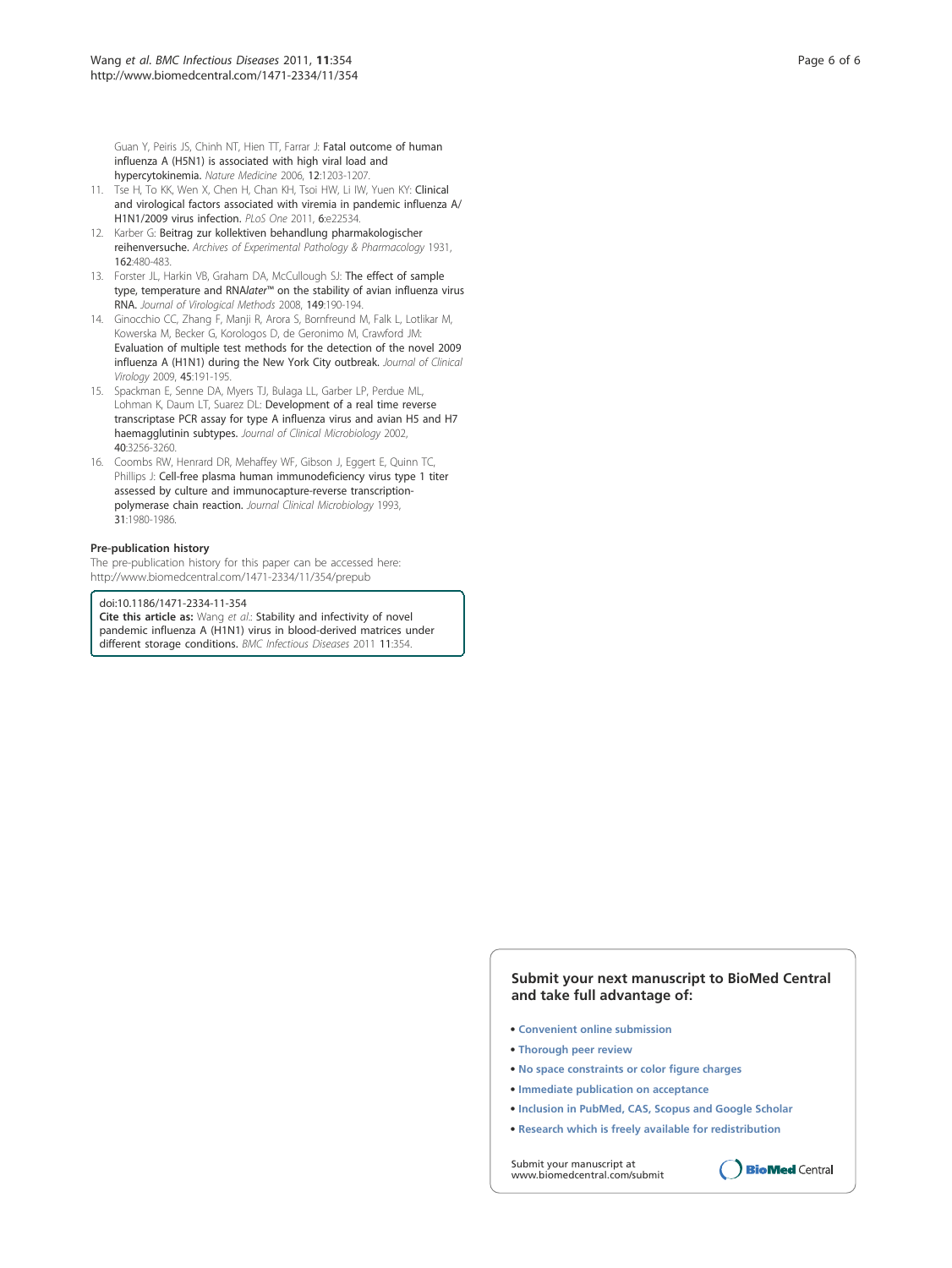Guan Y, Peiris JS, Chinh NT, Hien TT, Farrar J: **Fatal outcome of human influenza A (H5N1) is associated with high viral load and hypercytokinemia.** *Nature Medicine* 2006, **12**:1203-1207.

11. Tse H, To KK, Wen X, Chen H, Chan KH, Tsoi HW, Li IW, Yuen KY: **Clinical and virological factors associated with viremia in pandemic influenza A/H1N1/2009 virus infection.** *PLoS One* 2011, **6**:e22534.
12. Karber G: **Beitrag zur kollektiven behandlung pharmakologischer reihenversuche.** *Archives of Experimental Pathology & Pharmacology* 1931, **162**:480-483.
13. Forster JL, Harkin VB, Graham DA, McCullough SJ: **The effect of sample type, temperature and RNA*later*™ on the stability of avian influenza virus RNA.** *Journal of Virological Methods* 2008, **149**:190-194.
14. Ginocchio CC, Zhang F, Manji R, Arora S, Bornfreund M, Falk L, Lotlikar M, Kowerska M, Becker G, Korologos D, de Geronimo M, Crawford JM: **Evaluation of multiple test methods for the detection of the novel 2009 influenza A (H1N1) during the New York City outbreak.** *Journal of Clinical Virology* 2009, **45**:191-195.
15. Spackman E, Senne DA, Myers TJ, Bulaga LL, Garber LP, Perdue ML, Lohman K, Daum LT, Suarez DL: **Development of a real time reverse transcriptase PCR assay for type A influenza virus and avian H5 and H7 haemagglutinin subtypes.** *Journal of Clinical Microbiology* 2002, **40**:3256-3260.
16. Coombs RW, Henrard DR, Mehaffey WF, Gibson J, Eggert E, Quinn TC, Phillips J: **Cell-free plasma human immunodeficiency virus type 1 titer assessed by culture and immunocapture-reverse transcription-polymerase chain reaction.** *Journal Clinical Microbiology* 1993, **31**:1980-1986.

### Pre-publication history

The pre-publication history for this paper can be accessed here:
http://www.biomedcentral.com/1471-2334/11/354/prepub

doi:10.1186/1471-2334-11-354
**Cite this article as:** Wang *et al.*: Stability and infectivity of novel pandemic influenza A (H1N1) virus in blood-derived matrices under different storage conditions. *BMC Infectious Diseases* 2011 **11**:354.

**Submit your next manuscript to BioMed Central and take full advantage of:**

- **Convenient online submission**
- **Thorough peer review**
- **No space constraints or color figure charges**
- **Immediate publication on acceptance**
- **Inclusion in PubMed, CAS, Scopus and Google Scholar**
- **Research which is freely available for redistribution**

Submit your manuscript at
www.biomedcentral.com/submit

BioMed Central